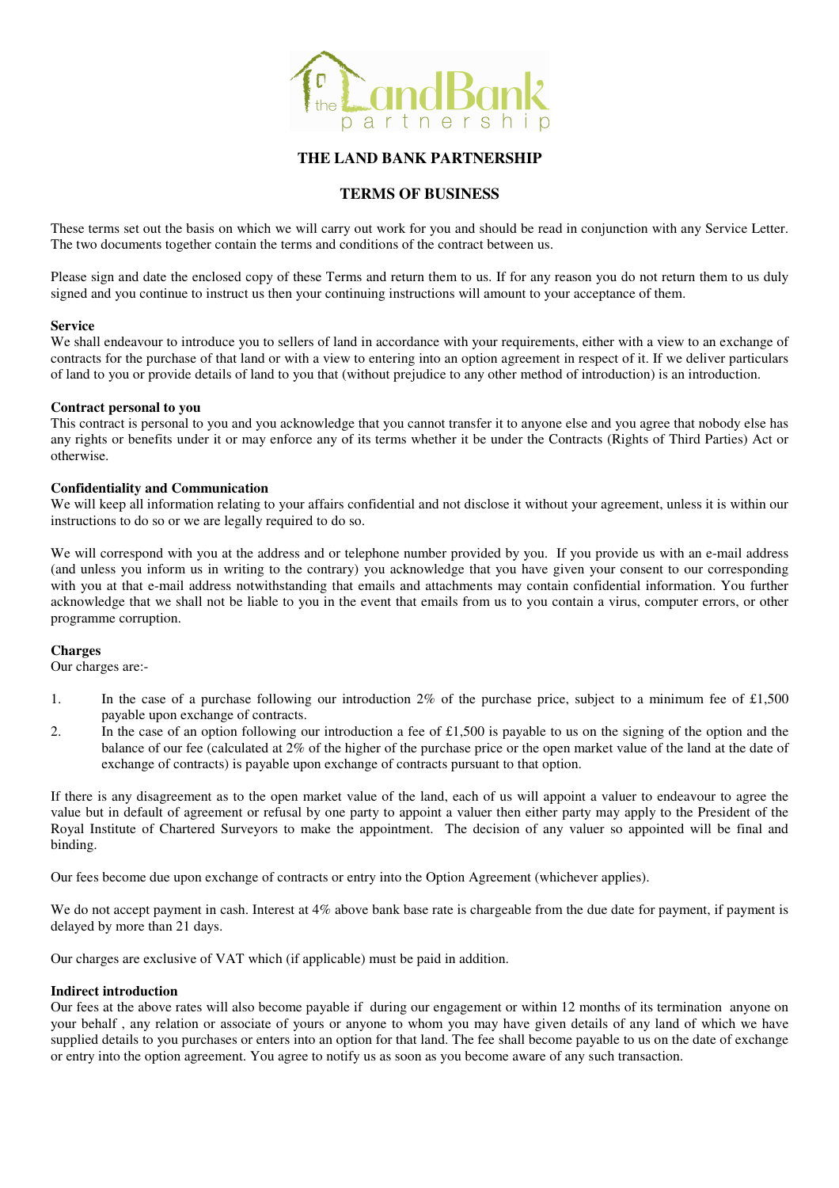# THE LAND BANK PARTNERSHIP

## TERMS OF BUSINESS

These terms set out the basis on which we will carry out work for you and should be read in conjunction with any Service Letter. The two documents together contain the terms and conditions of the contract between us.

Please sign and date the enclosed copy of these Terms and return them to us. If for any reason you do not return them to us duly signed and you continue to instruct us then your continuing instructions will amount to your acceptance of them.

**Service**

We shall endeavour to introduce you to sellers of land in accordance with your requirements, either with a view to an exchange of contracts for the purchase of that land or with a view to entering into an option agreement in respect of it. If we deliver particulars of land to you or provide details of land to you that (without prejudice to any other method of introduction) is an introduction.

**Contract personal to you**

This contract is personal to you and you acknowledge that you cannot transfer it to anyone else and you agree that nobody else has any rights or benefits under it or may enforce any of its terms whether it be under the Contracts (Rights of Third Parties) Act or otherwise.

**Confidentiality and Communication**

We will keep all information relating to your affairs confidential and not disclose it without your agreement, unless it is within our instructions to do so or we are legally required to do so.

We will correspond with you at the address and or telephone number provided by you. If you provide us with an e-mail address (and unless you inform us in writing to the contrary) you acknowledge that you have given your consent to our corresponding with you at that e-mail address notwithstanding that emails and attachments may contain confidential information. You further acknowledge that we shall not be liable to you in the event that emails from us to you contain a virus, computer errors, or other programme corruption.

**Charges**

Our charges are:-

1. In the case of a purchase following our introduction 2% of the purchase price, subject to a minimum fee of £1,500 payable upon exchange of contracts.
2. In the case of an option following our introduction a fee of £1,500 is payable to us on the signing of the option and the balance of our fee (calculated at 2% of the higher of the purchase price or the open market value of the land at the date of exchange of contracts) is payable upon exchange of contracts pursuant to that option.

If there is any disagreement as to the open market value of the land, each of us will appoint a valuer to endeavour to agree the value but in default of agreement or refusal by one party to appoint a valuer then either party may apply to the President of the Royal Institute of Chartered Surveyors to make the appointment. The decision of any valuer so appointed will be final and binding.

Our fees become due upon exchange of contracts or entry into the Option Agreement (whichever applies).

We do not accept payment in cash. Interest at 4% above bank base rate is chargeable from the due date for payment, if payment is delayed by more than 21 days.

Our charges are exclusive of VAT which (if applicable) must be paid in addition.

**Indirect introduction**

Our fees at the above rates will also become payable if during our engagement or within 12 months of its termination anyone on your behalf , any relation or associate of yours or anyone to whom you may have given details of any land of which we have supplied details to you purchases or enters into an option for that land. The fee shall become payable to us on the date of exchange or entry into the option agreement. You agree to notify us as soon as you become aware of any such transaction.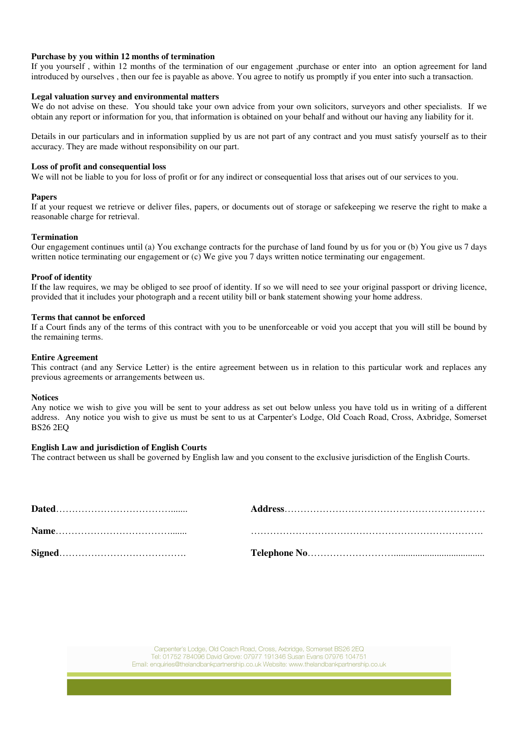**Purchase by you within 12 months of termination**
If you yourself , within 12 months of the termination of our engagement ,purchase or enter into an option agreement for land introduced by ourselves , then our fee is payable as above. You agree to notify us promptly if you enter into such a transaction.

**Legal valuation survey and environmental matters**
We do not advise on these. You should take your own advice from your own solicitors, surveyors and other specialists. If we obtain any report or information for you, that information is obtained on your behalf and without our having any liability for it.

Details in our particulars and in information supplied by us are not part of any contract and you must satisfy yourself as to their accuracy. They are made without responsibility on our part.

**Loss of profit and consequential loss**
We will not be liable to you for loss of profit or for any indirect or consequential loss that arises out of our services to you.

**Papers**
If at your request we retrieve or deliver files, papers, or documents out of storage or safekeeping we reserve the right to make a reasonable charge for retrieval.

**Termination**
Our engagement continues until (a) You exchange contracts for the purchase of land found by us for you or (b) You give us 7 days written notice terminating our engagement or (c) We give you 7 days written notice terminating our engagement.

**Proof of identity**
If the law requires, we may be obliged to see proof of identity. If so we will need to see your original passport or driving licence, provided that it includes your photograph and a recent utility bill or bank statement showing your home address.

**Terms that cannot be enforced**
If a Court finds any of the terms of this contract with you to be unenforceable or void you accept that you will still be bound by the remaining terms.

**Entire Agreement**
This contract (and any Service Letter) is the entire agreement between us in relation to this particular work and replaces any previous agreements or arrangements between us.

**Notices**
Any notice we wish to give you will be sent to your address as set out below unless you have told us in writing of a different address. Any notice you wish to give us must be sent to us at Carpenter's Lodge, Old Coach Road, Cross, Axbridge, Somerset BS26 2EQ

**English Law and jurisdiction of English Courts**
The contract between us shall be governed by English law and you consent to the exclusive jurisdiction of the English Courts.

**Dated**…………………………………....... **Address**………………………………………………………

**Name**…………………………………....... ……………………………………………………………….

**Signed**…………………………………. **Telephone No**……………………….....................................

Carpenter's Lodge, Old Coach Road, Cross, Axbridge, Somerset BS26 2EQ
Tel: 01752 784096 David Grove: 07977 191346 Susan Evans 07976 104751
Email: enquiries@thelandbankpartnership.co.uk Website: www.thelandbankpartnership.co.uk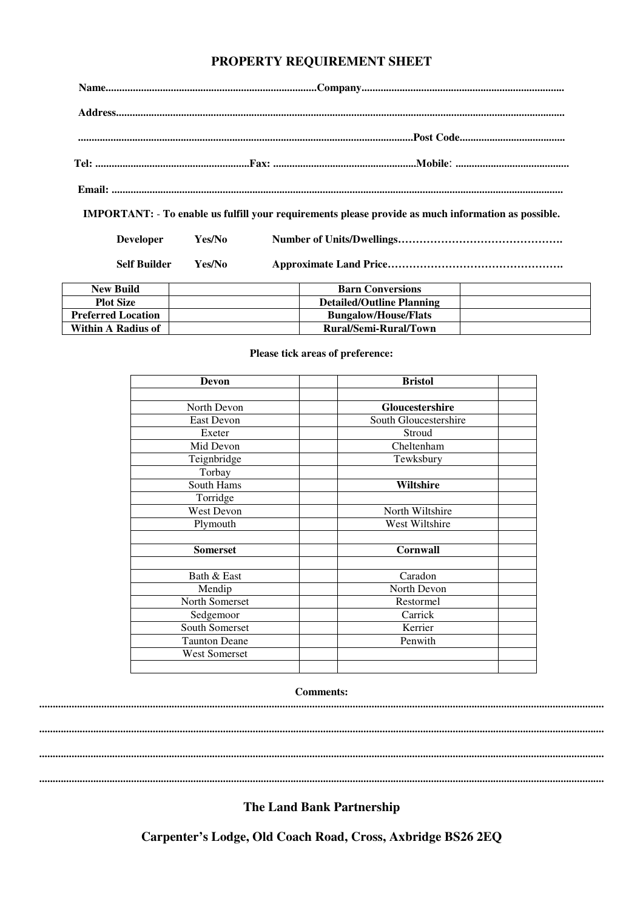# PROPERTY REQUIREMENT SHEET

**Name**.............................................................................**Company**..........................................................................

**Address**.................................................................................................................................................................

.........................................................................................................................**Post Code**......................................

**Tel:** .........................................................**Fax:** ....................................................**Mobile**: ..........................................

**Email:** ....................................................................................................................................................................

**IMPORTANT:** - **To enable us fulfill your requirements please provide as much information as possible.**

**Developer** **Yes/No** **Number of Units/Dwellings**……………………………………….

**Self Builder** **Yes/No** **Approximate Land Price**………………………………………….

| | | | |
|---|---|---|---|
| **New Build** | | **Barn Conversions** | |
| **Plot Size** | | **Detailed/Outline Planning** | |
| **Preferred Location** | | **Bungalow/House/Flats** | |
| **Within A Radius of** | | **Rural/Semi-Rural/Town** | |

**Please tick areas of preference:**

| | | | |
|---|---|---|---|
| **Devon** | | **Bristol** | |
| | | | |
| North Devon | | **Gloucestershire** | |
| East Devon | | South Gloucestershire | |
| Exeter | | Stroud | |
| Mid Devon | | Cheltenham | |
| Teignbridge | | Tewksbury | |
| Torbay | | | |
| South Hams | | **Wiltshire** | |
| Torridge | | | |
| West Devon | | North Wiltshire | |
| Plymouth | | West Wiltshire | |
| | | | |
| **Somerset** | | **Cornwall** | |
| | | | |
| Bath & East | | Caradon | |
| Mendip | | North Devon | |
| North Somerset | | Restormel | |
| Sedgemoor | | Carrick | |
| South Somerset | | Kerrier | |
| Taunton Deane | | Penwith | |
| West Somerset | | | |
| | | | |

**Comments:**

..........................................................................................................................................................................................

..........................................................................................................................................................................................

..........................................................................................................................................................................................

..........................................................................................................................................................................................

**The Land Bank Partnership**

**Carpenter's Lodge, Old Coach Road, Cross, Axbridge BS26 2EQ**